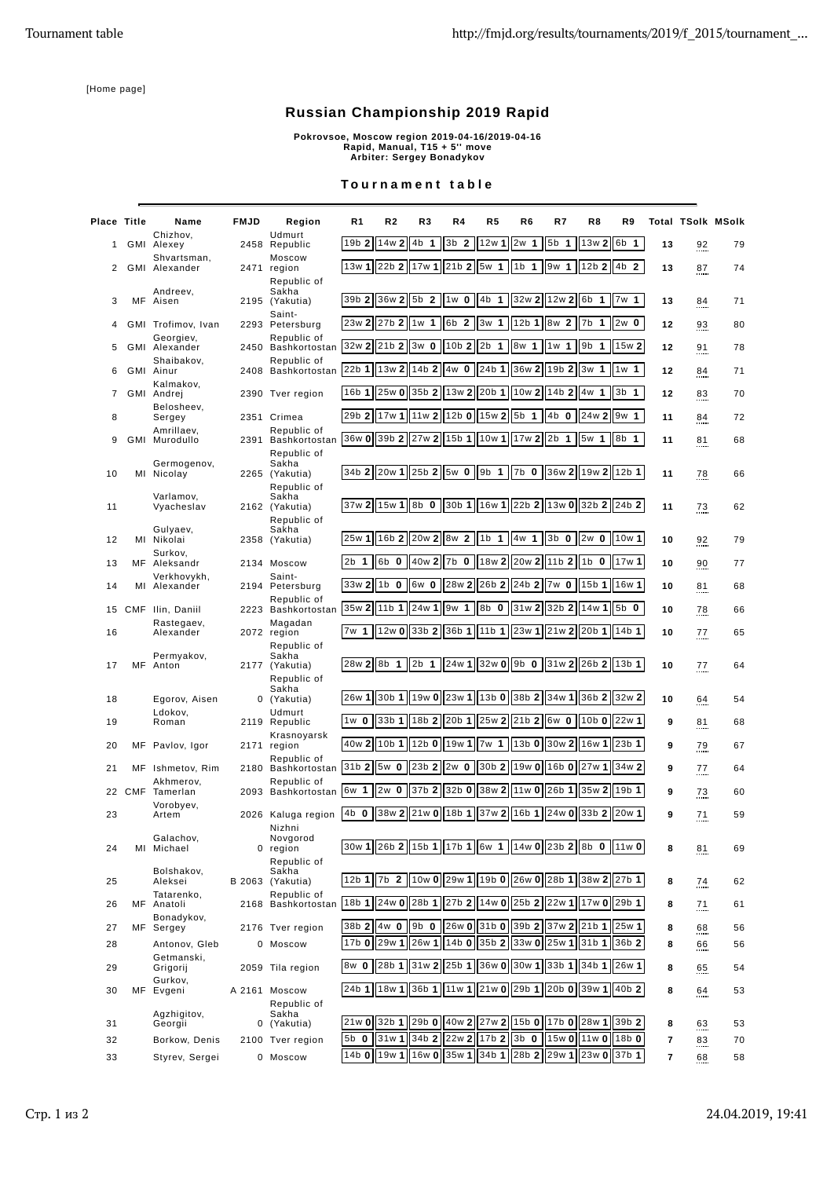[Home page]

# Russian Championship 2019 Rapid

**Pokrovsoe, Moscow region 2019-04-16/2019-04-16**
**Rapid, Manual, T15 + 5'' move**
**Arbiter: Sergey Bonadykov**

## Tournament table

| Place | Title | Name | FMJD | Region | R1 | R2 | R3 | R4 | R5 | R6 | R7 | R8 | R9 | Total | TSolk | MSolk |
|---|---|---|---|---|---|---|---|---|---|---|---|---|---|---|---|---|
| 1 | GMI | Chizhov, Alexey | 2458 | Udmurt Republic | 19b **2** | 14w **2** | 4b **1** | 3b **2** | 12w **1** | 2w **1** | 5b **1** | 13w **2** | 6b **1** | **13** | 92 | 79 |
| 2 | GMI | Shvartsman, Alexander | 2471 | Moscow region | 13w **1** | 22b **2** | 17w **1** | 21b **2** | 5w **1** | 1b **1** | 9w **1** | 12b **2** | 4b **2** | **13** | 87 | 74 |
| 3 | MF | Andreev, Aisen | 2195 | Republic of Sakha (Yakutia) | 39b **2** | 36w **2** | 5b **2** | 1w **0** | 4b **1** | 32w **2** | 12w **2** | 6b **1** | 7w **1** | **13** | 84 | 71 |
| 4 | GMI | Trofimov, Ivan | 2293 | Saint-Petersburg | 23w **2** | 27b **2** | 1w **1** | 6b **2** | 3w **1** | 12b **1** | 8w **2** | 7b **1** | 2w **0** | **12** | 93 | 80 |
| 5 | GMI | Georgiev, Alexander | 2450 | Republic of Bashkortostan | 32w **2** | 21b **2** | 3w **0** | 10b **2** | 2b **1** | 8w **1** | 1w **1** | 9b **1** | 15w **2** | **12** | 91 | 78 |
| 6 | GMI | Shaibakov, Ainur | 2408 | Republic of Bashkortostan | 22b **1** | 13w **2** | 14b **2** | 4w **0** | 24b **1** | 36w **2** | 19b **2** | 3w **1** | 1w **1** | **12** | 84 | 71 |
| 7 | GMI | Kalmakov, Andrej | 2390 | Tver region | 16b **1** | 25w **0** | 35b **2** | 13w **2** | 20b **1** | 10w **2** | 14b **2** | 4w **1** | 3b **1** | **12** | 83 | 70 |
| 8 | | Belosheev, Sergey | 2351 | Crimea | 29b **2** | 17w **1** | 11w **2** | 12b **0** | 15w **2** | 5b **1** | 4b **0** | 24w **2** | 9w **1** | **11** | 84 | 72 |
| 9 | GMI | Amrillaev, Murodullo | 2391 | Republic of Bashkortostan | 36w **0** | 39b **2** | 27w **2** | 15b **1** | 10w **1** | 17w **2** | 2b **1** | 5w **1** | 8b **1** | **11** | 81 | 68 |
| 10 | MI | Germogenov, Nicolay | 2265 | Republic of Sakha (Yakutia) | 34b **2** | 20w **1** | 25b **2** | 5w **0** | 9b **1** | 7b **0** | 36w **2** | 19w **2** | 12b **1** | **11** | 78 | 66 |
| 11 | | Varlamov, Vyacheslav | 2162 | Republic of Sakha (Yakutia) | 37w **2** | 15w **1** | 8b **0** | 30b **1** | 16w **1** | 22b **2** | 13w **0** | 32b **2** | 24b **2** | **11** | 73 | 62 |
| 12 | MI | Gulyaev, Nikolai | 2358 | Republic of Sakha (Yakutia) | 25w **1** | 16b **2** | 20w **2** | 8w **2** | 1b **1** | 4w **1** | 3b **0** | 2w **0** | 10w **1** | **10** | 92 | 79 |
| 13 | MF | Surkov, Aleksandr | 2134 | Moscow | 2b **1** | 6b **0** | 40w **2** | 7b **0** | 18w **2** | 20w **2** | 11b **2** | 1b **0** | 17w **1** | **10** | 90 | 77 |
| 14 | MI | Verkhovykh, Alexander | 2194 | Saint-Petersburg | 33w **2** | 1b **0** | 6w **0** | 28w **2** | 26b **2** | 24b **2** | 7w **0** | 15b **1** | 16w **1** | **10** | 81 | 68 |
| 15 | CMF | Ilin, Daniil | 2223 | Republic of Bashkortostan | 35w **2** | 11b **1** | 24w **1** | 9w **1** | 8b **0** | 31w **2** | 32b **2** | 14w **1** | 5b **0** | **10** | 78 | 66 |
| 16 | | Rastegaev, Alexander | 2072 | Magadan region | 7w **1** | 12w **0** | 33b **2** | 36b **1** | 11b **1** | 23w **1** | 21w **2** | 20b **1** | 14b **1** | **10** | 77 | 65 |
| 17 | MF | Permyakov, Anton | 2177 | Republic of Sakha (Yakutia) | 28w **2** | 8b **1** | 2b **1** | 24w **1** | 32w **0** | 9b **0** | 31w **2** | 26b **2** | 13b **1** | **10** | 77 | 64 |
| 18 | | Egorov, Aisen | 0 | Republic of Sakha (Yakutia) | 26w **1** | 30b **1** | 19w **0** | 23w **1** | 13b **0** | 38b **2** | 34w **1** | 36b **2** | 32w **2** | **10** | 64 | 54 |
| 19 | | Ldokov, Roman | 2119 | Udmurt Republic | 1w **0** | 33b **1** | 18b **2** | 20b **1** | 25w **2** | 21b **2** | 6w **0** | 10b **0** | 22w **1** | **9** | 81 | 68 |
| 20 | MF | Pavlov, Igor | 2171 | Krasnoyarsk region | 40w **2** | 10b **1** | 12b **0** | 19w **1** | 7w **1** | 13b **0** | 30w **2** | 16w **1** | 23b **1** | **9** | 79 | 67 |
| 21 | MF | Ishmetov, Rim | 2180 | Republic of Bashkortostan | 31b **2** | 5w **0** | 23b **2** | 2w **0** | 30b **2** | 19w **0** | 16b **0** | 27w **1** | 34w **2** | **9** | 77 | 64 |
| 22 | CMF | Akhmerov, Tamerlan | 2093 | Republic of Bashkortostan | 6w **1** | 2w **0** | 37b **2** | 32b **0** | 38w **2** | 11w **0** | 26b **1** | 35w **2** | 19b **1** | **9** | 73 | 60 |
| 23 | | Vorobyev, Artem | 2026 | Kaluga region | 4b **0** | 38w **2** | 21w **0** | 18b **1** | 37w **2** | 16b **1** | 24w **0** | 33b **2** | 20w **1** | **9** | 71 | 59 |
| 24 | MI | Galachov, Michael | 0 | Nizhni Novgorod region | 30w **1** | 26b **2** | 15b **1** | 17b **1** | 6w **1** | 14w **0** | 23b **2** | 8b **0** | 11w **0** | **8** | 81 | 69 |
| 25 | | Bolshakov, Aleksei | B 2063 | Republic of Sakha (Yakutia) | 12b **1** | 7b **2** | 10w **0** | 29w **1** | 19b **0** | 26w **0** | 28b **1** | 38w **2** | 27b **1** | **8** | 74 | 62 |
| 26 | MF | Tatarenko, Anatoli | 2168 | Republic of Bashkortostan | 18b **1** | 24w **0** | 28b **1** | 27b **2** | 14w **0** | 25b **2** | 22w **1** | 17w **0** | 29b **1** | **8** | 71 | 61 |
| 27 | MF | Bonadykov, Sergey | 2176 | Tver region | 38b **2** | 4w **0** | 9b **0** | 26w **0** | 31b **0** | 39b **2** | 37w **2** | 21b **1** | 25w **1** | **8** | 68 | 56 |
| 28 | | Antonov, Gleb | 0 | Moscow | 17b **0** | 29w **1** | 26w **1** | 14b **0** | 35b **2** | 33w **0** | 25w **1** | 31b **1** | 36b **2** | **8** | 66 | 56 |
| 29 | | Getmanski, Grigorij | 2059 | Tila region | 8w **0** | 28b **1** | 31w **2** | 25b **1** | 36w **0** | 30w **1** | 33b **1** | 34b **1** | 26w **1** | **8** | 65 | 54 |
| 30 | MF | Gurkov, Evgeni | A 2161 | Moscow | 24b **1** | 18w **1** | 36b **1** | 11w **1** | 21w **0** | 29b **1** | 20b **0** | 39w **1** | 40b **2** | **8** | 64 | 53 |
| 31 | | Agzhigitov, Georgii | 0 | Republic of Sakha (Yakutia) | 21w **0** | 32b **1** | 29b **0** | 40w **2** | 27w **2** | 15b **0** | 17b **0** | 28w **1** | 39b **2** | **8** | 63 | 53 |
| 32 | | Borkow, Denis | 2100 | Tver region | 5b **0** | 31w **1** | 34b **2** | 22w **2** | 17b **2** | 3b **0** | 15w **0** | 11w **0** | 18b **0** | **7** | 83 | 70 |
| 33 | | Styrev, Sergei | 0 | Moscow | 14b **0** | 19w **1** | 16w **0** | 35w **1** | 34b **1** | 28b **2** | 29w **1** | 23w **0** | 37b **1** | **7** | 68 | 58 |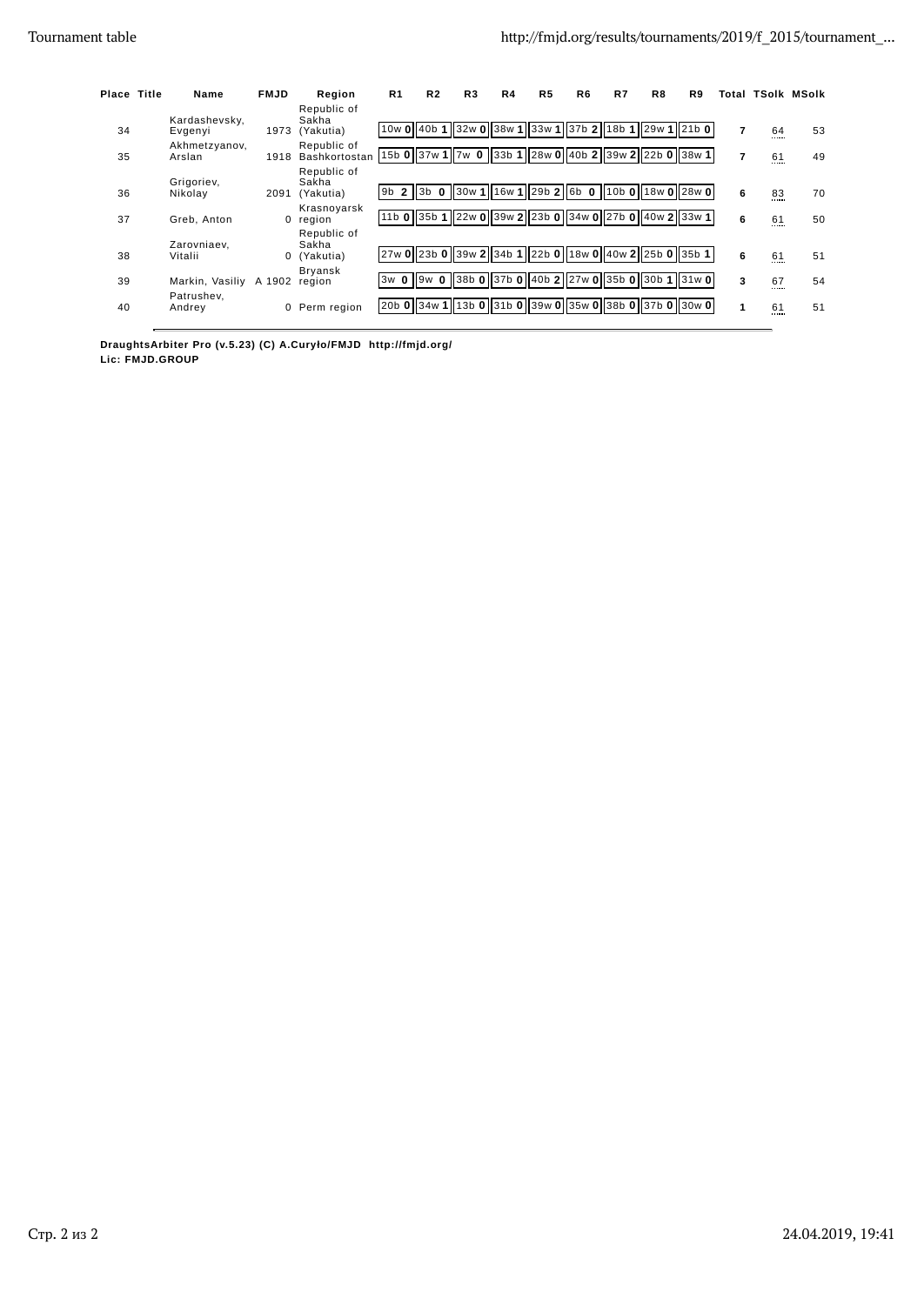| Place | Title | Name | FMJD | Region | R1 | R2 | R3 | R4 | R5 | R6 | R7 | R8 | R9 | Total | TSolk | MSolk |
|---|---|---|---|---|---|---|---|---|---|---|---|---|---|---|---|---|
| 34 | | Kardashevsky, Evgenyi | 1973 | Republic of Sakha (Yakutia) | 10w **0** | 40b **1** | 32w **0** | 38w **1** | 33w **1** | 37b **2** | 18b **1** | 29w **1** | 21b **0** | **7** | 64 | 53 |
| 35 | | Akhmetzyanov, Arslan | 1918 | Republic of Bashkortostan | 15b **0** | 37w **1** | 7w **0** | 33b **1** | 28w **0** | 40b **2** | 39w **2** | 22b **0** | 38w **1** | **7** | 61 | 49 |
| 36 | | Grigoriev, Nikolay | 2091 | Republic of Sakha (Yakutia) | 9b **2** | 3b **0** | 30w **1** | 16w **1** | 29b **2** | 6b **0** | 10b **0** | 18w **0** | 28w **0** | **6** | 83 | 70 |
| 37 | | Greb, Anton | 0 | Krasnoyarsk region | 11b **0** | 35b **1** | 22w **0** | 39w **2** | 23b **0** | 34w **0** | 27b **0** | 40w **2** | 33w **1** | **6** | 61 | 50 |
| 38 | | Zarovniaev, Vitalii | 0 | Republic of Sakha (Yakutia) | 27w **0** | 23b **0** | 39w **2** | 34b **1** | 22b **0** | 18w **0** | 40w **2** | 25b **0** | 35b **1** | **6** | 61 | 51 |
| 39 | | Markin, Vasiliy | A 1902 | Bryansk region | 3w **0** | 9w **0** | 38b **0** | 37b **0** | 40b **2** | 27w **0** | 35b **0** | 30b **1** | 31w **0** | **3** | 67 | 54 |
| 40 | | Patrushev, Andrey | 0 | Perm region | 20b **0** | 34w **1** | 13b **0** | 31b **0** | 39w **0** | 35w **0** | 38b **0** | 37b **0** | 30w **0** | **1** | 61 | 51 |

**DraughtsArbiter Pro (v.5.23) (C) A.Curyło/FMJD http://fmjd.org/**
**Lic: FMJD.GROUP**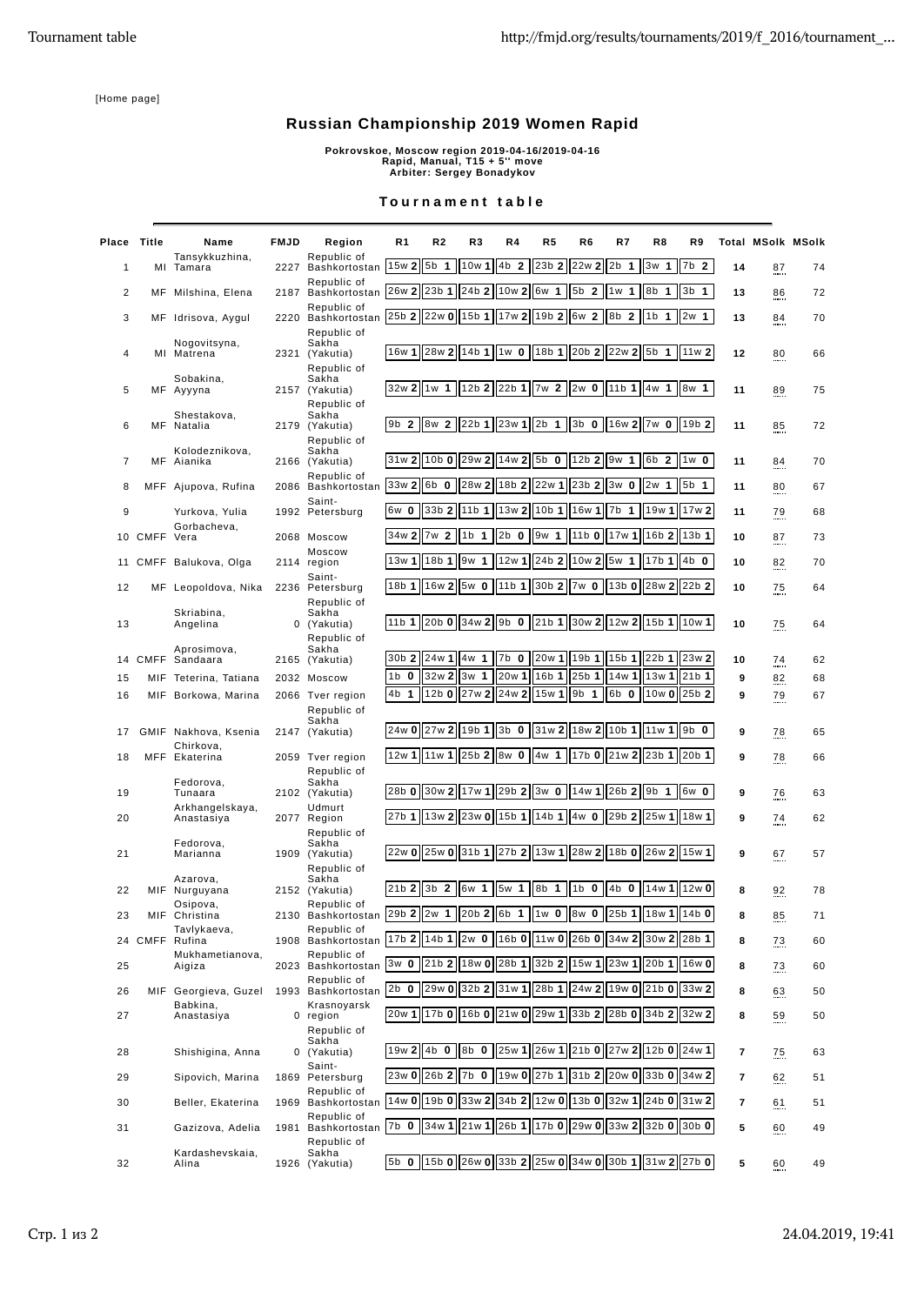[Home page]

# Russian Championship 2019 Women Rapid

**Pokrovskoe, Moscow region 2019-04-16/2019-04-16**
**Rapid, Manual, T15 + 5'' move**
**Arbiter: Sergey Bonadykov**

## Tournament table

| Place | Title | Name | FMJD | Region | R1 | R2 | R3 | R4 | R5 | R6 | R7 | R8 | R9 | Total | MSolk | MSolk |
|---|---|---|---|---|---|---|---|---|---|---|---|---|---|---|---|---|
| 1 | MI | Tansykkuzhina, Tamara | 2227 | Republic of Bashkortostan | 15w **2** | 5b **1** | 10w **1** | 4b **2** | 23b **2** | 22w **2** | 2b **1** | 3w **1** | 7b **2** | **14** | 87 | 74 |
| 2 | MF | Milshina, Elena | 2187 | Republic of Bashkortostan | 26w **2** | 23b **1** | 24b **2** | 10w **2** | 6w **1** | 5b **2** | 1w **1** | 8b **1** | 3b **1** | **13** | 86 | 72 |
| 3 | MF | Idrisova, Aygul | 2220 | Republic of Bashkortostan | 25b **2** | 22w **0** | 15b **1** | 17w **2** | 19b **2** | 6w **2** | 8b **2** | 1b **1** | 2w **1** | **13** | 84 | 70 |
| 4 | MI | Nogovitsyna, Matrena | 2321 | Republic of Sakha (Yakutia) | 16w **1** | 28w **2** | 14b **1** | 1w **0** | 18b **1** | 20b **2** | 22w **2** | 5b **1** | 11w **2** | **12** | 80 | 66 |
| 5 | MF | Sobakina, Ayyyna | 2157 | Republic of Sakha (Yakutia) | 32w **2** | 1w **1** | 12b **2** | 22b **1** | 7w **2** | 2w **0** | 11b **1** | 4w **1** | 8w **1** | **11** | 89 | 75 |
| 6 | MF | Shestakova, Natalia | 2179 | Republic of Sakha (Yakutia) | 9b **2** | 8w **2** | 22b **1** | 23w **1** | 2b **1** | 3b **0** | 16w **2** | 7w **0** | 19b **2** | **11** | 85 | 72 |
| 7 | MF | Kolodeznikova, Aiania | 2166 | Republic of Sakha (Yakutia) | 31w **2** | 10b **0** | 29w **2** | 14w **2** | 5b **0** | 12b **2** | 9w **1** | 6b **2** | 1w **0** | **11** | 84 | 70 |
| 8 | MFF | Ajupova, Rufina | 2086 | Republic of Bashkortostan | 33w **2** | 6b **0** | 28w **2** | 18b **2** | 22w **1** | 23b **2** | 3w **0** | 2w **1** | 5b **1** | **11** | 80 | 67 |
| 9 | | Yurkova, Yulia | 1992 | Saint-Petersburg | 6w **0** | 33b **2** | 11b **1** | 13w **2** | 10b **1** | 16w **1** | 7b **1** | 19w **1** | 17w **2** | **11** | 79 | 68 |
| 10 | CMFF | Gorbacheva, Vera | 2068 | Moscow | 34w **2** | 7w **2** | 1b **1** | 2b **0** | 9w **1** | 11b **0** | 17w **1** | 16b **2** | 13b **1** | **10** | 87 | 73 |
| 11 | CMFF | Balukova, Olga | 2114 | Moscow region | 13w **1** | 18b **1** | 9w **1** | 12w **1** | 24b **2** | 10w **2** | 5w **1** | 17b **1** | 4b **0** | **10** | 82 | 70 |
| 12 | MF | Leopoldova, Nika | 2236 | Saint-Petersburg | 18b **1** | 16w **2** | 5w **0** | 11b **1** | 30b **2** | 7w **0** | 13b **0** | 28w **2** | 22b **2** | **10** | 75 | 64 |
| 13 | | Skriabina, Angelina | 0 | Republic of Sakha (Yakutia) | 11b **1** | 20b **0** | 34w **2** | 9b **0** | 21b **1** | 30w **2** | 12w **2** | 15b **1** | 10w **1** | **10** | 75 | 64 |
| 14 | CMFF | Aprosimova, Sandaara | 2165 | Republic of Sakha (Yakutia) | 30b **2** | 24w **1** | 4w **1** | 7b **0** | 20w **1** | 19b **1** | 15b **1** | 22b **1** | 23w **2** | **10** | 74 | 62 |
| 15 | MIF | Teterina, Tatiana | 2032 | Moscow | 1b **0** | 32w **2** | 3w **1** | 20w **1** | 16b **1** | 25b **1** | 14w **1** | 13w **1** | 21b **1** | **9** | 82 | 68 |
| 16 | MIF | Borkowa, Marina | 2066 | Tver region | 4b **1** | 12b **0** | 27w **2** | 24w **2** | 15w **1** | 9b **1** | 6b **0** | 10w **0** | 25b **2** | **9** | 79 | 67 |
| 17 | GMIF | Nakhova, Ksenia | 2147 | Republic of Sakha (Yakutia) | 24w **0** | 27w **2** | 19b **1** | 3b **0** | 31w **2** | 18w **2** | 10b **1** | 11w **1** | 9b **0** | **9** | 78 | 65 |
| 18 | MFF | Chirkova, Ekaterina | 2059 | Tver region | 12w **1** | 11w **1** | 25b **2** | 8w **0** | 4w **1** | 17b **0** | 21w **2** | 23b **1** | 20b **1** | **9** | 78 | 66 |
| 19 | | Fedorova, Tunaara | 2102 | Republic of Sakha (Yakutia) | 28b **0** | 30w **2** | 17w **1** | 29b **2** | 3w **0** | 14w **1** | 26b **2** | 9b **1** | 6w **0** | **9** | 76 | 63 |
| 20 | | Arkhangelskaya, Anastasiya | 2077 | Udmurt Region | 27b **1** | 13w **2** | 23w **0** | 15b **1** | 14b **1** | 4w **0** | 29b **2** | 25w **1** | 18w **1** | **9** | 74 | 62 |
| 21 | | Fedorova, Marianna | 1909 | Republic of Sakha (Yakutia) | 22w **0** | 25w **0** | 31b **1** | 27b **2** | 13w **1** | 28w **2** | 18b **0** | 26w **2** | 15w **1** | **9** | 67 | 57 |
| 22 | MIF | Azarova, Nurguyana | 2152 | Republic of Sakha (Yakutia) | 21b **2** | 3b **2** | 6w **1** | 5w **1** | 8b **1** | 1b **0** | 4b **0** | 14w **1** | 12w **0** | **8** | 92 | 78 |
| 23 | MIF | Osipova, Christina | 2130 | Republic of Bashkortostan | 29b **2** | 2w **1** | 20b **2** | 6b **1** | 1w **0** | 8w **0** | 25b **1** | 18w **1** | 14b **0** | **8** | 85 | 71 |
| 24 | CMFF | Tavlykaeva, Rufina | 1908 | Republic of Bashkortostan | 17b **2** | 14b **1** | 2w **0** | 16b **0** | 11w **0** | 26b **0** | 34w **2** | 30w **2** | 28b **1** | **8** | 73 | 60 |
| 25 | | Mukhametianova, Aigiza | 2023 | Republic of Bashkortostan | 3w **0** | 21b **2** | 18w **0** | 28b **1** | 32b **2** | 15w **1** | 23w **1** | 20b **1** | 16w **0** | **8** | 73 | 60 |
| 26 | MIF | Georgieva, Guzel | 1993 | Republic of Bashkortostan | 2b **0** | 29w **0** | 32b **2** | 31w **1** | 28b **1** | 24w **2** | 19w **0** | 21b **0** | 33w **2** | **8** | 63 | 50 |
| 27 | | Babkina, Anastasiya | 0 | Krasnoyarsk region | 20w **1** | 17b **0** | 16b **0** | 21w **0** | 29w **1** | 33b **2** | 28b **0** | 34b **2** | 32w **2** | **8** | 59 | 50 |
| 28 | | Shishigina, Anna | 0 | Republic of Sakha (Yakutia) | 19w **2** | 4b **0** | 8b **0** | 25w **1** | 26w **1** | 21b **0** | 27w **2** | 12b **0** | 24w **1** | **7** | 75 | 63 |
| 29 | | Sipovich, Marina | 1869 | Saint-Petersburg | 23w **0** | 26b **2** | 7b **0** | 19w **0** | 27b **1** | 31b **2** | 20w **0** | 33b **0** | 34w **2** | **7** | 62 | 51 |
| 30 | | Beller, Ekaterina | 1969 | Republic of Bashkortostan | 14w **0** | 19b **0** | 33w **2** | 34b **2** | 12w **0** | 13b **0** | 32w **1** | 24b **0** | 31w **2** | **7** | 61 | 51 |
| 31 | | Gazizova, Adelia | 1981 | Republic of Bashkortostan | 7b **0** | 34w **1** | 21w **1** | 26b **1** | 17b **0** | 29w **0** | 33w **2** | 32b **0** | 30b **0** | **5** | 60 | 49 |
| 32 | | Kardashevskaia, Alina | 1926 | Republic of Sakha (Yakutia) | 5b **0** | 15b **0** | 26w **0** | 33b **2** | 25w **0** | 34w **0** | 30b **1** | 31w **2** | 27b **0** | **5** | 60 | 49 |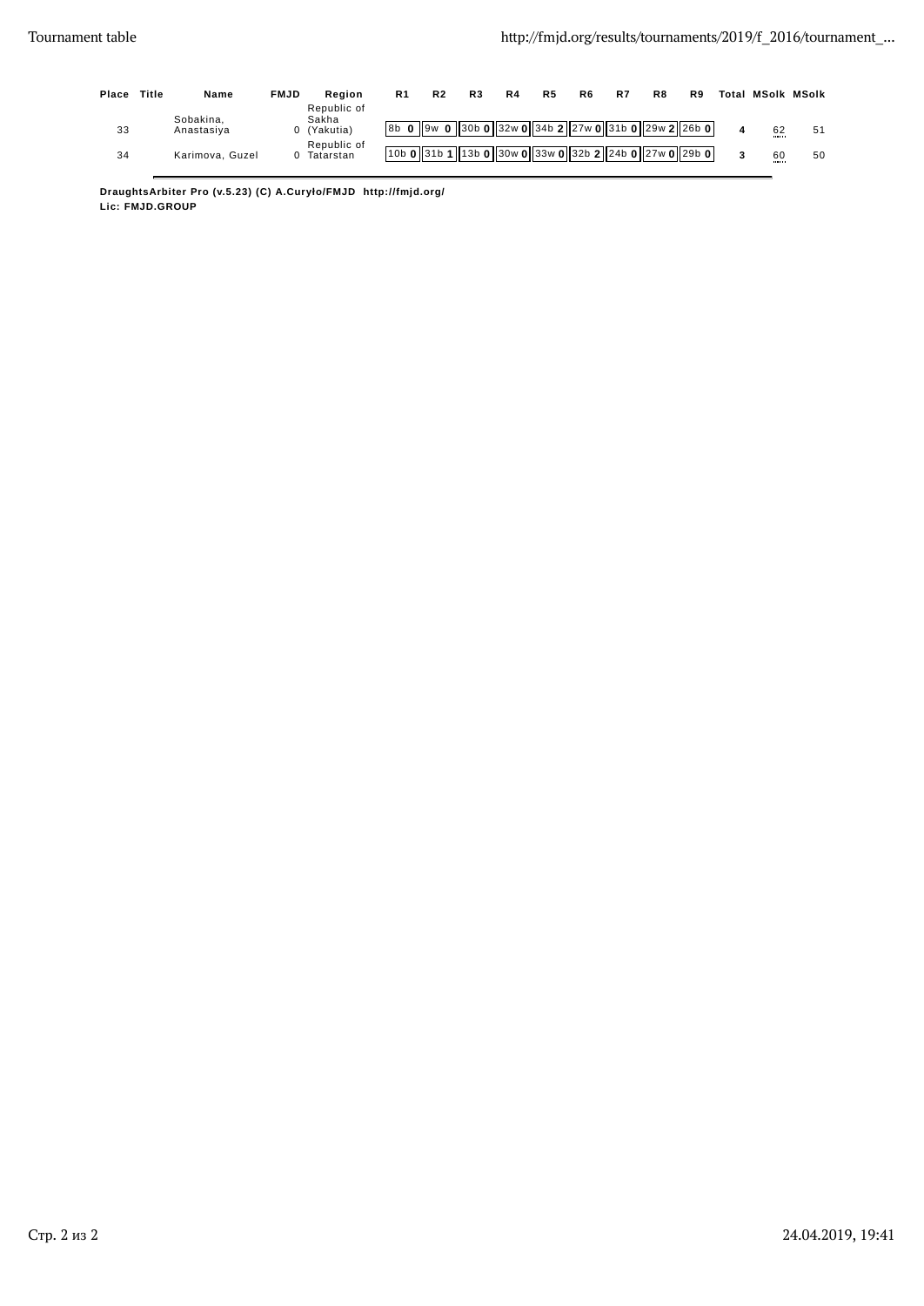| Place | Title | Name | FMJD | Region | R1 | R2 | R3 | R4 | R5 | R6 | R7 | R8 | R9 | Total | MSolk | MSolk |
|---|---|---|---|---|---|---|---|---|---|---|---|---|---|---|---|---|
| 33 | | Sobakina, Anastasiya | 0 | Republic of Sakha (Yakutia) | 8b 0 | 9w 0 | 30b 0 | 32w 0 | 34b 2 | 27w 0 | 31b 0 | 29w 2 | 26b 0 | 4 | 62 | 51 |
| 34 | | Karimova, Guzel | 0 | Republic of Tatarstan | 10b 0 | 31b 1 | 13b 0 | 30w 0 | 33w 0 | 32b 2 | 24b 0 | 27w 0 | 29b 0 | 3 | 60 | 50 |

**DraughtsArbiter Pro (v.5.23) (C) A.Curyło/FMJD http://fmjd.org/**
**Lic: FMJD.GROUP**